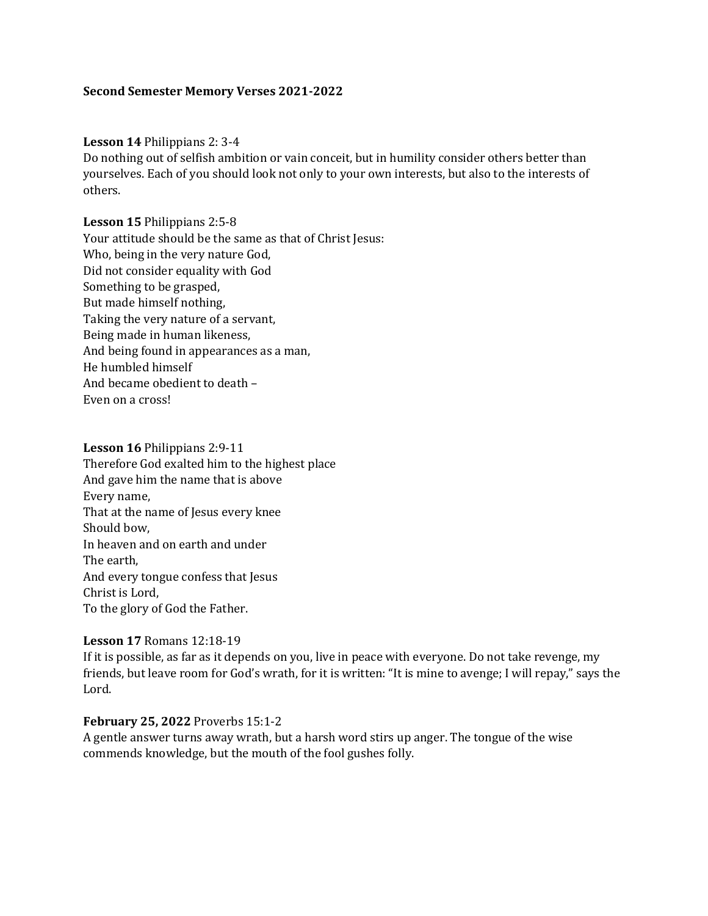**Second Semester Memory Verses 2021-2022**

**Lesson 14** Philippians 2: 3-4
Do nothing out of selfish ambition or vain conceit, but in humility consider others better than yourselves. Each of you should look not only to your own interests, but also to the interests of others.

**Lesson 15** Philippians 2:5-8
Your attitude should be the same as that of Christ Jesus:
Who, being in the very nature God,
Did not consider equality with God
Something to be grasped,
But made himself nothing,
Taking the very nature of a servant,
Being made in human likeness,
And being found in appearances as a man,
He humbled himself
And became obedient to death –
Even on a cross!

**Lesson 16** Philippians 2:9-11
Therefore God exalted him to the highest place
And gave him the name that is above
Every name,
That at the name of Jesus every knee
Should bow,
In heaven and on earth and under
The earth,
And every tongue confess that Jesus
Christ is Lord,
To the glory of God the Father.

**Lesson 17** Romans 12:18-19
If it is possible, as far as it depends on you, live in peace with everyone. Do not take revenge, my friends, but leave room for God's wrath, for it is written: "It is mine to avenge; I will repay," says the Lord.

**February 25, 2022** Proverbs 15:1-2
A gentle answer turns away wrath, but a harsh word stirs up anger. The tongue of the wise commends knowledge, but the mouth of the fool gushes folly.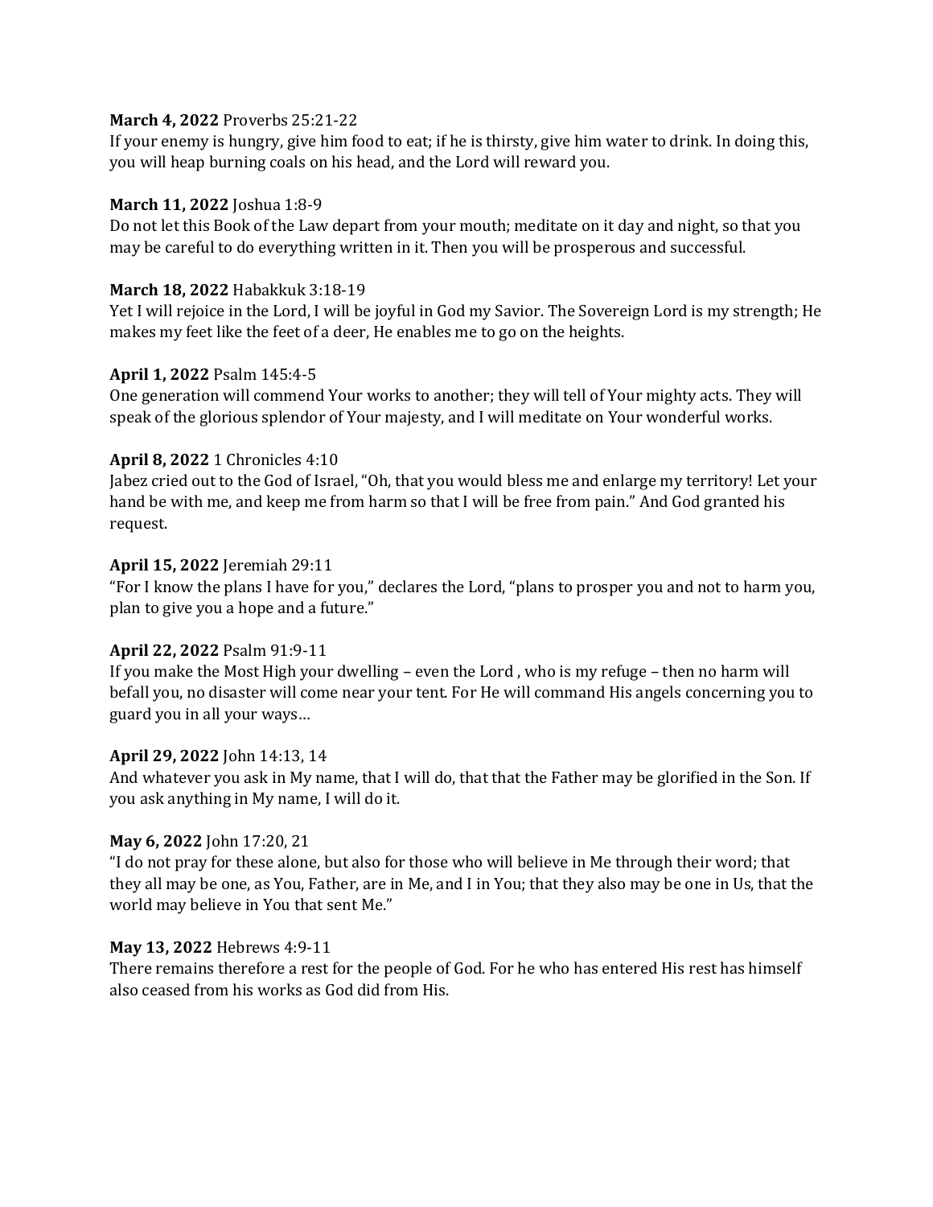**March 4, 2022** Proverbs 25:21-22
If your enemy is hungry, give him food to eat; if he is thirsty, give him water to drink. In doing this, you will heap burning coals on his head, and the Lord will reward you.

**March 11, 2022** Joshua 1:8-9
Do not let this Book of the Law depart from your mouth; meditate on it day and night, so that you may be careful to do everything written in it. Then you will be prosperous and successful.

**March 18, 2022** Habakkuk 3:18-19
Yet I will rejoice in the Lord, I will be joyful in God my Savior. The Sovereign Lord is my strength; He makes my feet like the feet of a deer, He enables me to go on the heights.

**April 1, 2022** Psalm 145:4-5
One generation will commend Your works to another; they will tell of Your mighty acts. They will speak of the glorious splendor of Your majesty, and I will meditate on Your wonderful works.

**April 8, 2022** 1 Chronicles 4:10
Jabez cried out to the God of Israel, "Oh, that you would bless me and enlarge my territory! Let your hand be with me, and keep me from harm so that I will be free from pain." And God granted his request.

**April 15, 2022** Jeremiah 29:11
"For I know the plans I have for you," declares the Lord, "plans to prosper you and not to harm you, plan to give you a hope and a future."

**April 22, 2022** Psalm 91:9-11
If you make the Most High your dwelling – even the Lord , who is my refuge – then no harm will befall you, no disaster will come near your tent. For He will command His angels concerning you to guard you in all your ways…

**April 29, 2022** John 14:13, 14
And whatever you ask in My name, that I will do, that that the Father may be glorified in the Son. If you ask anything in My name, I will do it.

**May 6, 2022** John 17:20, 21
"I do not pray for these alone, but also for those who will believe in Me through their word; that they all may be one, as You, Father, are in Me, and I in You; that they also may be one in Us, that the world may believe in You that sent Me."

**May 13, 2022** Hebrews 4:9-11
There remains therefore a rest for the people of God. For he who has entered His rest has himself also ceased from his works as God did from His.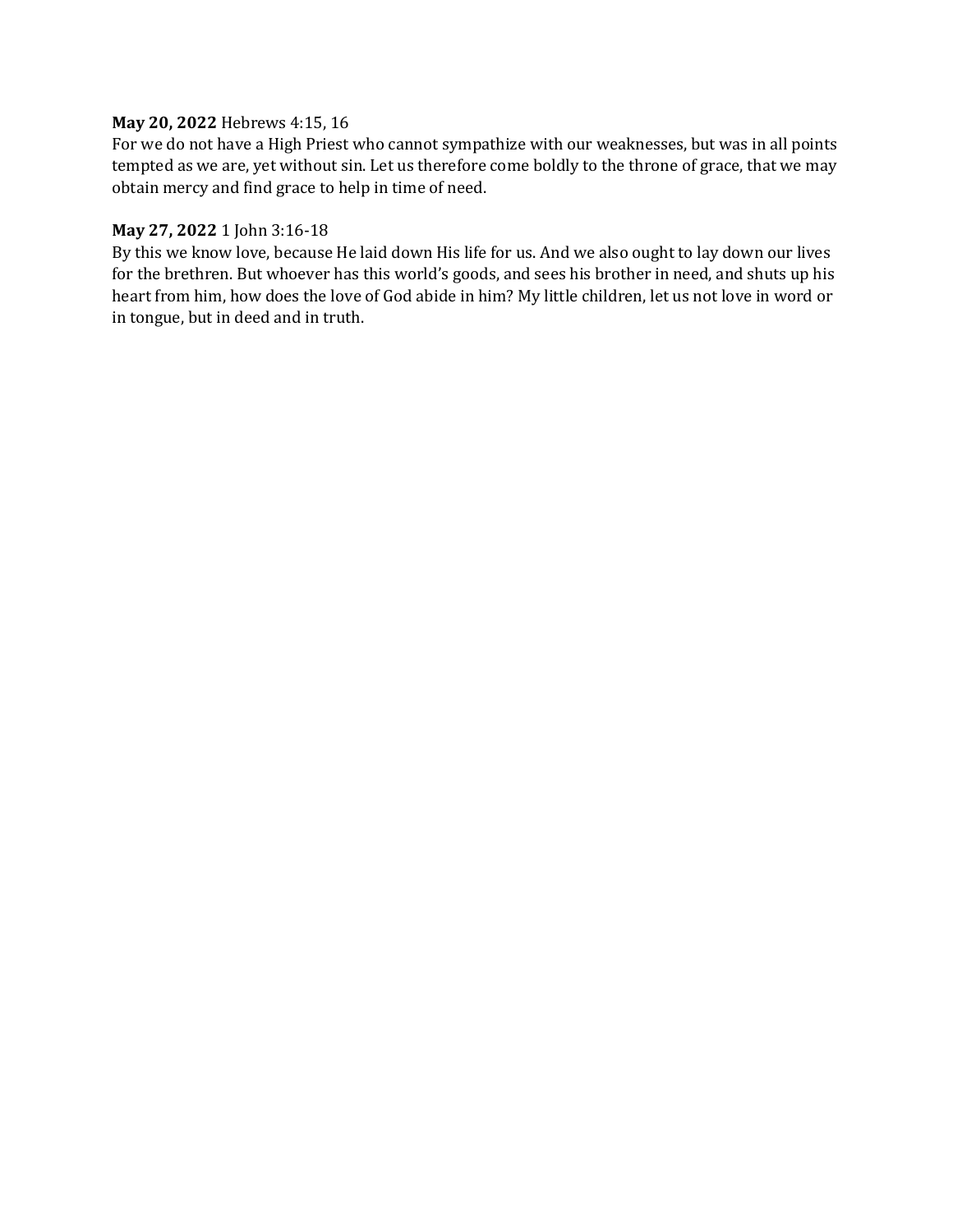**May 20, 2022** Hebrews 4:15, 16
For we do not have a High Priest who cannot sympathize with our weaknesses, but was in all points tempted as we are, yet without sin. Let us therefore come boldly to the throne of grace, that we may obtain mercy and find grace to help in time of need.

**May 27, 2022** 1 John 3:16-18
By this we know love, because He laid down His life for us. And we also ought to lay down our lives for the brethren. But whoever has this world's goods, and sees his brother in need, and shuts up his heart from him, how does the love of God abide in him? My little children, let us not love in word or in tongue, but in deed and in truth.